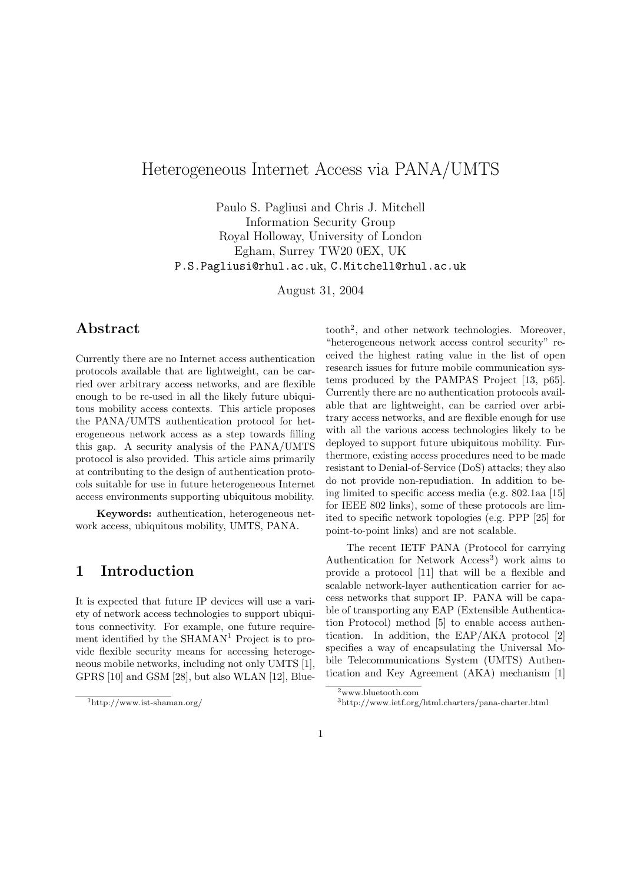# Heterogeneous Internet Access via PANA/UMTS

Paulo S. Pagliusi and Chris J. Mitchell
Information Security Group
Royal Holloway, University of London
Egham, Surrey TW20 0EX, UK
P.S.Pagliusi@rhul.ac.uk, C.Mitchell@rhul.ac.uk

August 31, 2004

## Abstract

Currently there are no Internet access authentication protocols available that are lightweight, can be carried over arbitrary access networks, and are flexible enough to be re-used in all the likely future ubiquitous mobility access contexts. This article proposes the PANA/UMTS authentication protocol for heterogeneous network access as a step towards filling this gap. A security analysis of the PANA/UMTS protocol is also provided. This article aims primarily at contributing to the design of authentication protocols suitable for use in future heterogeneous Internet access environments supporting ubiquitous mobility.

**Keywords:** authentication, heterogeneous network access, ubiquitous mobility, UMTS, PANA.

## 1 Introduction

It is expected that future IP devices will use a variety of network access technologies to support ubiquitous connectivity. For example, one future requirement identified by the SHAMAN[1] Project is to provide flexible security means for accessing heterogeneous mobile networks, including not only UMTS [1], GPRS [10] and GSM [28], but also WLAN [12], Bluetooth[2], and other network technologies. Moreover, "heterogeneous network access control security" received the highest rating value in the list of open research issues for future mobile communication systems produced by the PAMPAS Project [13, p65]. Currently there are no authentication protocols available that are lightweight, can be carried over arbitrary access networks, and are flexible enough for use with all the various access technologies likely to be deployed to support future ubiquitous mobility. Furthermore, existing access procedures need to be made resistant to Denial-of-Service (DoS) attacks; they also do not provide non-repudiation. In addition to being limited to specific access media (e.g. 802.1aa [15] for IEEE 802 links), some of these protocols are limited to specific network topologies (e.g. PPP [25] for point-to-point links) and are not scalable.

The recent IETF PANA (Protocol for carrying Authentication for Network Access[3]) work aims to provide a protocol [11] that will be a flexible and scalable network-layer authentication carrier for access networks that support IP. PANA will be capable of transporting any EAP (Extensible Authentication Protocol) method [5] to enable access authentication. In addition, the EAP/AKA protocol [2] specifies a way of encapsulating the Universal Mobile Telecommunications System (UMTS) Authentication and Key Agreement (AKA) mechanism [1]

[1] http://www.ist-shaman.org/

[2] www.bluetooth.com

[3] http://www.ietf.org/html.charters/pana-charter.html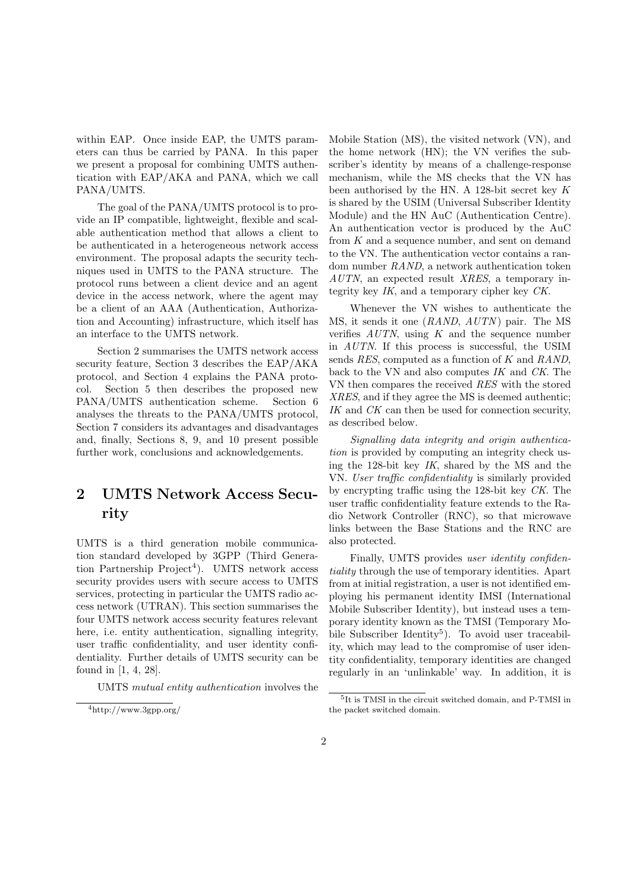within EAP. Once inside EAP, the UMTS parameters can thus be carried by PANA. In this paper we present a proposal for combining UMTS authentication with EAP/AKA and PANA, which we call PANA/UMTS.

The goal of the PANA/UMTS protocol is to provide an IP compatible, lightweight, flexible and scalable authentication method that allows a client to be authenticated in a heterogeneous network access environment. The proposal adapts the security techniques used in UMTS to the PANA structure. The protocol runs between a client device and an agent device in the access network, where the agent may be a client of an AAA (Authentication, Authorization and Accounting) infrastructure, which itself has an interface to the UMTS network.

Section 2 summarises the UMTS network access security feature, Section 3 describes the EAP/AKA protocol, and Section 4 explains the PANA protocol. Section 5 then describes the proposed new PANA/UMTS authentication scheme. Section 6 analyses the threats to the PANA/UMTS protocol, Section 7 considers its advantages and disadvantages and, finally, Sections 8, 9, and 10 present possible further work, conclusions and acknowledgements.

## 2 UMTS Network Access Security

UMTS is a third generation mobile communication standard developed by 3GPP (Third Generation Partnership Project[4]). UMTS network access security provides users with secure access to UMTS services, protecting in particular the UMTS radio access network (UTRAN). This section summarises the four UMTS network access security features relevant here, i.e. entity authentication, signalling integrity, user traffic confidentiality, and user identity confidentiality. Further details of UMTS security can be found in [1, 4, 28].

UMTS *mutual entity authentication* involves the Mobile Station (MS), the visited network (VN), and the home network (HN); the VN verifies the subscriber's identity by means of a challenge-response mechanism, while the MS checks that the VN has been authorised by the HN. A 128-bit secret key $K$ is shared by the USIM (Universal Subscriber Identity Module) and the HN AuC (Authentication Centre). An authentication vector is produced by the AuC from $K$ and a sequence number, and sent on demand to the VN. The authentication vector contains a random number $RAND$, a network authentication token $AUTN$, an expected result $XRES$, a temporary integrity key $IK$, and a temporary cipher key $CK$.

Whenever the VN wishes to authenticate the MS, it sends it one ($RAND$, $AUTN$) pair. The MS verifies $AUTN$, using $K$ and the sequence number in $AUTN$. If this process is successful, the USIM sends $RES$, computed as a function of $K$ and $RAND$, back to the VN and also computes $IK$ and $CK$. The VN then compares the received $RES$ with the stored $XRES$, and if they agree the MS is deemed authentic; $IK$ and $CK$ can then be used for connection security, as described below.

*Signalling data integrity and origin authentication* is provided by computing an integrity check using the 128-bit key $IK$, shared by the MS and the VN. *User traffic confidentiality* is similarly provided by encrypting traffic using the 128-bit key $CK$. The user traffic confidentiality feature extends to the Radio Network Controller (RNC), so that microwave links between the Base Stations and the RNC are also protected.

Finally, UMTS provides *user identity confidentiality* through the use of temporary identities. Apart from at initial registration, a user is not identified employing his permanent identity IMSI (International Mobile Subscriber Identity), but instead uses a temporary identity known as the TMSI (Temporary Mobile Subscriber Identity[5]). To avoid user traceability, which may lead to the compromise of user identity confidentiality, temporary identities are changed regularly in an 'unlinkable' way. In addition, it is

[4] http://www.3gpp.org/

[5] It is TMSI in the circuit switched domain, and P-TMSI in the packet switched domain.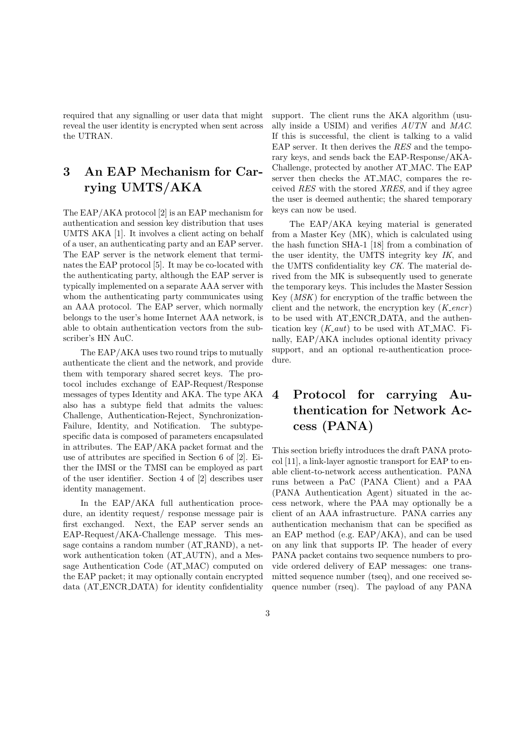required that any signalling or user data that might reveal the user identity is encrypted when sent across the UTRAN.

# 3 An EAP Mechanism for Carrying UMTS/AKA

The EAP/AKA protocol [2] is an EAP mechanism for authentication and session key distribution that uses UMTS AKA [1]. It involves a client acting on behalf of a user, an authenticating party and an EAP server. The EAP server is the network element that terminates the EAP protocol [5]. It may be co-located with the authenticating party, although the EAP server is typically implemented on a separate AAA server with whom the authenticating party communicates using an AAA protocol. The EAP server, which normally belongs to the user's home Internet AAA network, is able to obtain authentication vectors from the subscriber's HN AuC.

The EAP/AKA uses two round trips to mutually authenticate the client and the network, and provide them with temporary shared secret keys. The protocol includes exchange of EAP-Request/Response messages of types Identity and AKA. The type AKA also has a subtype field that admits the values: Challenge, Authentication-Reject, Synchronization-Failure, Identity, and Notification. The subtype-specific data is composed of parameters encapsulated in attributes. The EAP/AKA packet format and the use of attributes are specified in Section 6 of [2]. Either the IMSI or the TMSI can be employed as part of the user identifier. Section 4 of [2] describes user identity management.

In the EAP/AKA full authentication procedure, an identity request/ response message pair is first exchanged. Next, the EAP server sends an EAP-Request/AKA-Challenge message. This message contains a random number (AT_RAND), a network authentication token (AT_AUTN), and a Message Authentication Code (AT_MAC) computed on the EAP packet; it may optionally contain encrypted data (AT_ENCR_DATA) for identity confidentiality support. The client runs the AKA algorithm (usually inside a USIM) and verifies $AUTN$ and $MAC$. If this is successful, the client is talking to a valid EAP server. It then derives the *RES* and the temporary keys, and sends back the EAP-Response/AKA-Challenge, protected by another AT_MAC. The EAP server then checks the AT_MAC, compares the received *RES* with the stored *XRES*, and if they agree the user is deemed authentic; the shared temporary keys can now be used.

The EAP/AKA keying material is generated from a Master Key (MK), which is calculated using the hash function SHA-1 [18] from a combination of the user identity, the UMTS integrity key *IK*, and the UMTS confidentiality key *CK*. The material derived from the MK is subsequently used to generate the temporary keys. This includes the Master Session Key (*MSK*) for encryption of the traffic between the client and the network, the encryption key ($K\_encr$) to be used with AT_ENCR_DATA, and the authentication key ($K\_aut$) to be used with AT_MAC. Finally, EAP/AKA includes optional identity privacy support, and an optional re-authentication procedure.

# 4 Protocol for carrying Authentication for Network Access (PANA)

This section briefly introduces the draft PANA protocol [11], a link-layer agnostic transport for EAP to enable client-to-network access authentication. PANA runs between a PaC (PANA Client) and a PAA (PANA Authentication Agent) situated in the access network, where the PAA may optionally be a client of an AAA infrastructure. PANA carries any authentication mechanism that can be specified as an EAP method (e.g. EAP/AKA), and can be used on any link that supports IP. The header of every PANA packet contains two sequence numbers to provide ordered delivery of EAP messages: one transmitted sequence number (tseq), and one received sequence number (rseq). The payload of any PANA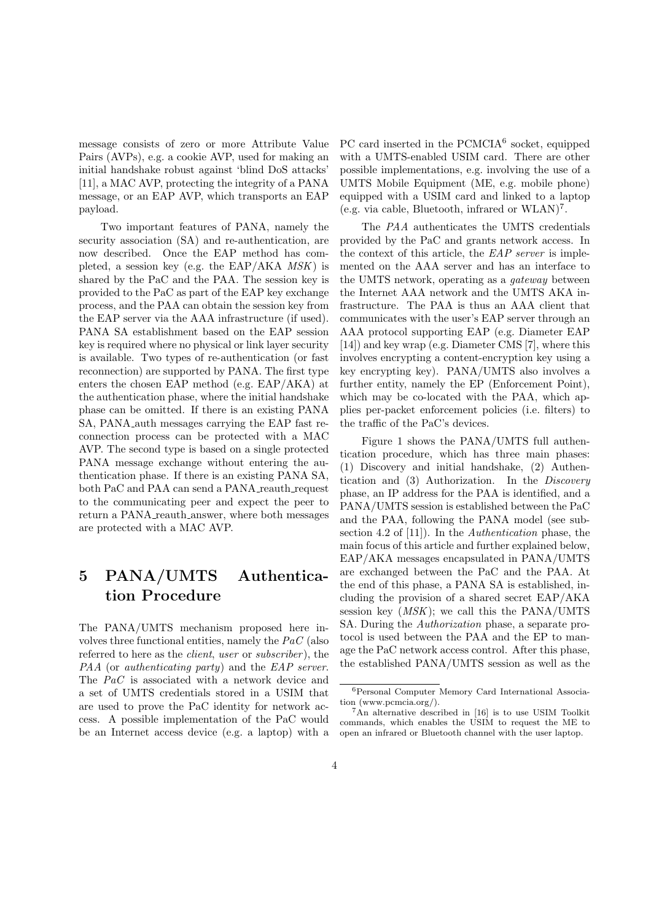message consists of zero or more Attribute Value Pairs (AVPs), e.g. a cookie AVP, used for making an initial handshake robust against 'blind DoS attacks' [11], a MAC AVP, protecting the integrity of a PANA message, or an EAP AVP, which transports an EAP payload.

Two important features of PANA, namely the security association (SA) and re-authentication, are now described. Once the EAP method has completed, a session key (e.g. the EAP/AKA *MSK*) is shared by the PaC and the PAA. The session key is provided to the PaC as part of the EAP key exchange process, and the PAA can obtain the session key from the EAP server via the AAA infrastructure (if used). PANA SA establishment based on the EAP session key is required where no physical or link layer security is available. Two types of re-authentication (or fast reconnection) are supported by PANA. The first type enters the chosen EAP method (e.g. EAP/AKA) at the authentication phase, where the initial handshake phase can be omitted. If there is an existing PANA SA, PANA_auth messages carrying the EAP fast reconnection process can be protected with a MAC AVP. The second type is based on a single protected PANA message exchange without entering the authentication phase. If there is an existing PANA SA, both PaC and PAA can send a PANA_reauth_request to the communicating peer and expect the peer to return a PANA_reauth_answer, where both messages are protected with a MAC AVP.

# 5 PANA/UMTS Authentication Procedure

The PANA/UMTS mechanism proposed here involves three functional entities, namely the *PaC* (also referred to here as the *client*, *user* or *subscriber*), the *PAA* (or *authenticating party*) and the *EAP server*. The *PaC* is associated with a network device and a set of UMTS credentials stored in a USIM that are used to prove the PaC identity for network access. A possible implementation of the PaC would be an Internet access device (e.g. a laptop) with a PC card inserted in the PCMCIA[6] socket, equipped with a UMTS-enabled USIM card. There are other possible implementations, e.g. involving the use of a UMTS Mobile Equipment (ME, e.g. mobile phone) equipped with a USIM card and linked to a laptop (e.g. via cable, Bluetooth, infrared or WLAN)[7].

The *PAA* authenticates the UMTS credentials provided by the PaC and grants network access. In the context of this article, the *EAP server* is implemented on the AAA server and has an interface to the UMTS network, operating as a *gateway* between the Internet AAA network and the UMTS AKA infrastructure. The PAA is thus an AAA client that communicates with the user's EAP server through an AAA protocol supporting EAP (e.g. Diameter EAP [14]) and key wrap (e.g. Diameter CMS [7], where this involves encrypting a content-encryption key using a key encrypting key). PANA/UMTS also involves a further entity, namely the EP (Enforcement Point), which may be co-located with the PAA, which applies per-packet enforcement policies (i.e. filters) to the traffic of the PaC's devices.

Figure 1 shows the PANA/UMTS full authentication procedure, which has three main phases: (1) Discovery and initial handshake, (2) Authentication and (3) Authorization. In the *Discovery* phase, an IP address for the PAA is identified, and a PANA/UMTS session is established between the PaC and the PAA, following the PANA model (see subsection 4.2 of [11]). In the *Authentication* phase, the main focus of this article and further explained below, EAP/AKA messages encapsulated in PANA/UMTS are exchanged between the PaC and the PAA. At the end of this phase, a PANA SA is established, including the provision of a shared secret EAP/AKA session key (*MSK*); we call this the PANA/UMTS SA. During the *Authorization* phase, a separate protocol is used between the PAA and the EP to manage the PaC network access control. After this phase, the established PANA/UMTS session as well as the

[6] Personal Computer Memory Card International Association (www.pcmcia.org/).

[7] An alternative described in [16] is to use USIM Toolkit commands, which enables the USIM to request the ME to open an infrared or Bluetooth channel with the user laptop.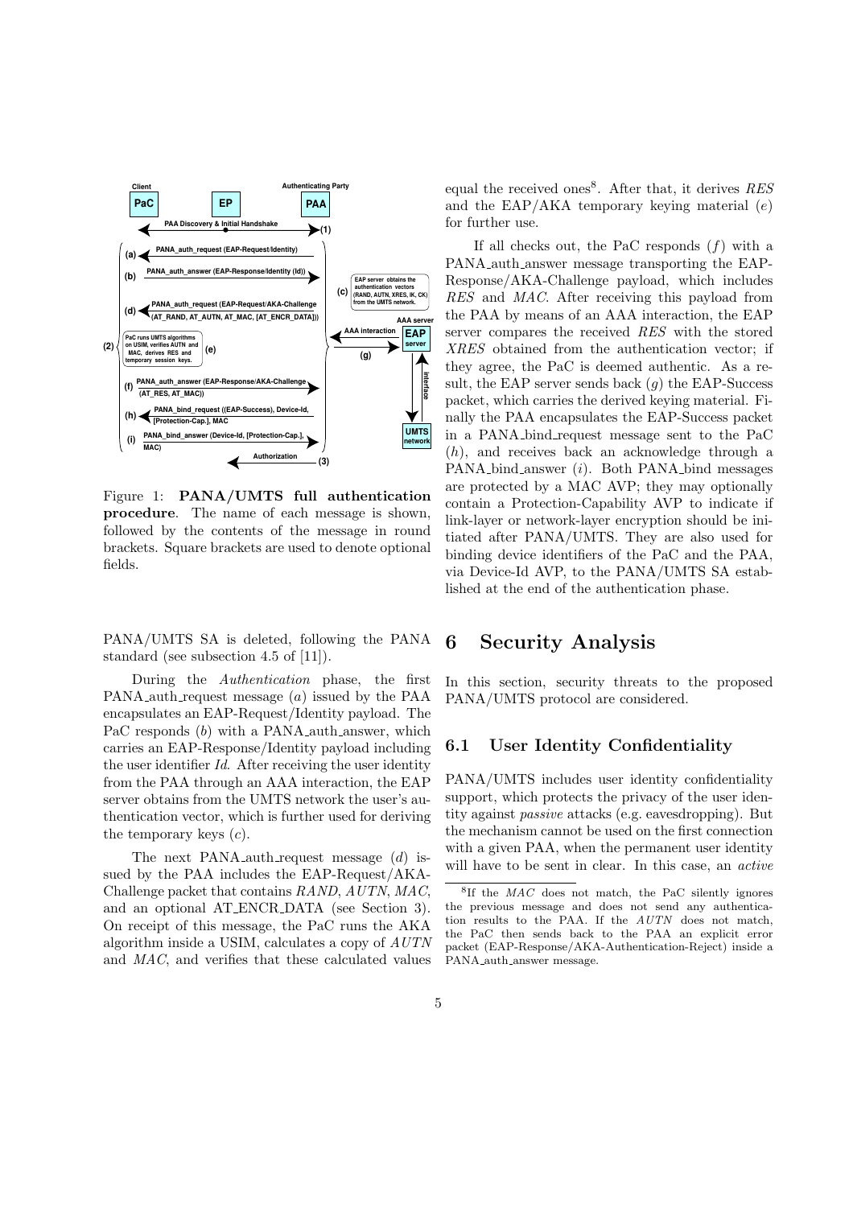Figure 1: **PANA/UMTS full authentication procedure**. The name of each message is shown, followed by the contents of the message in round brackets. Square brackets are used to denote optional fields.

PANA/UMTS SA is deleted, following the PANA standard (see subsection 4.5 of [11]).

During the *Authentication* phase, the first PANA_auth_request message (*a*) issued by the PAA encapsulates an EAP-Request/Identity payload. The PaC responds (*b*) with a PANA_auth_answer, which carries an EAP-Response/Identity payload including the user identifier *Id*. After receiving the user identity from the PAA through an AAA interaction, the EAP server obtains from the UMTS network the user's authentication vector, which is further used for deriving the temporary keys (*c*).

The next PANA_auth_request message (*d*) issued by the PAA includes the EAP-Request/AKA-Challenge packet that contains *RAND*, *AUTN*, *MAC*, and an optional AT_ENCR_DATA (see Section 3). On receipt of this message, the PaC runs the AKA algorithm inside a USIM, calculates a copy of *AUTN* and *MAC*, and verifies that these calculated values equal the received ones[8]. After that, it derives *RES* and the EAP/AKA temporary keying material (*e*) for further use.

If all checks out, the PaC responds (*f*) with a PANA_auth_answer message transporting the EAP-Response/AKA-Challenge payload, which includes *RES* and *MAC*. After receiving this payload from the PAA by means of an AAA interaction, the EAP server compares the received *RES* with the stored *XRES* obtained from the authentication vector; if they agree, the PaC is deemed authentic. As a result, the EAP server sends back (*g*) the EAP-Success packet, which carries the derived keying material. Finally the PAA encapsulates the EAP-Success packet in a PANA_bind_request message sent to the PaC (*h*), and receives back an acknowledge through a PANA_bind_answer (*i*). Both PANA_bind messages are protected by a MAC AVP; they may optionally contain a Protection-Capability AVP to indicate if link-layer or network-layer encryption should be initiated after PANA/UMTS. They are also used for binding device identifiers of the PaC and the PAA, via Device-Id AVP, to the PANA/UMTS SA established at the end of the authentication phase.

# 6 Security Analysis

In this section, security threats to the proposed PANA/UMTS protocol are considered.

## 6.1 User Identity Confidentiality

PANA/UMTS includes user identity confidentiality support, which protects the privacy of the user identity against *passive* attacks (e.g. eavesdropping). But the mechanism cannot be used on the first connection with a given PAA, when the permanent user identity will have to be sent in clear. In this case, an *active*

[8] If the *MAC* does not match, the PaC silently ignores the previous message and does not send any authentication results to the PAA. If the *AUTN* does not match, the PaC then sends back to the PAA an explicit error packet (EAP-Response/AKA-Authentication-Reject) inside a PANA_auth_answer message.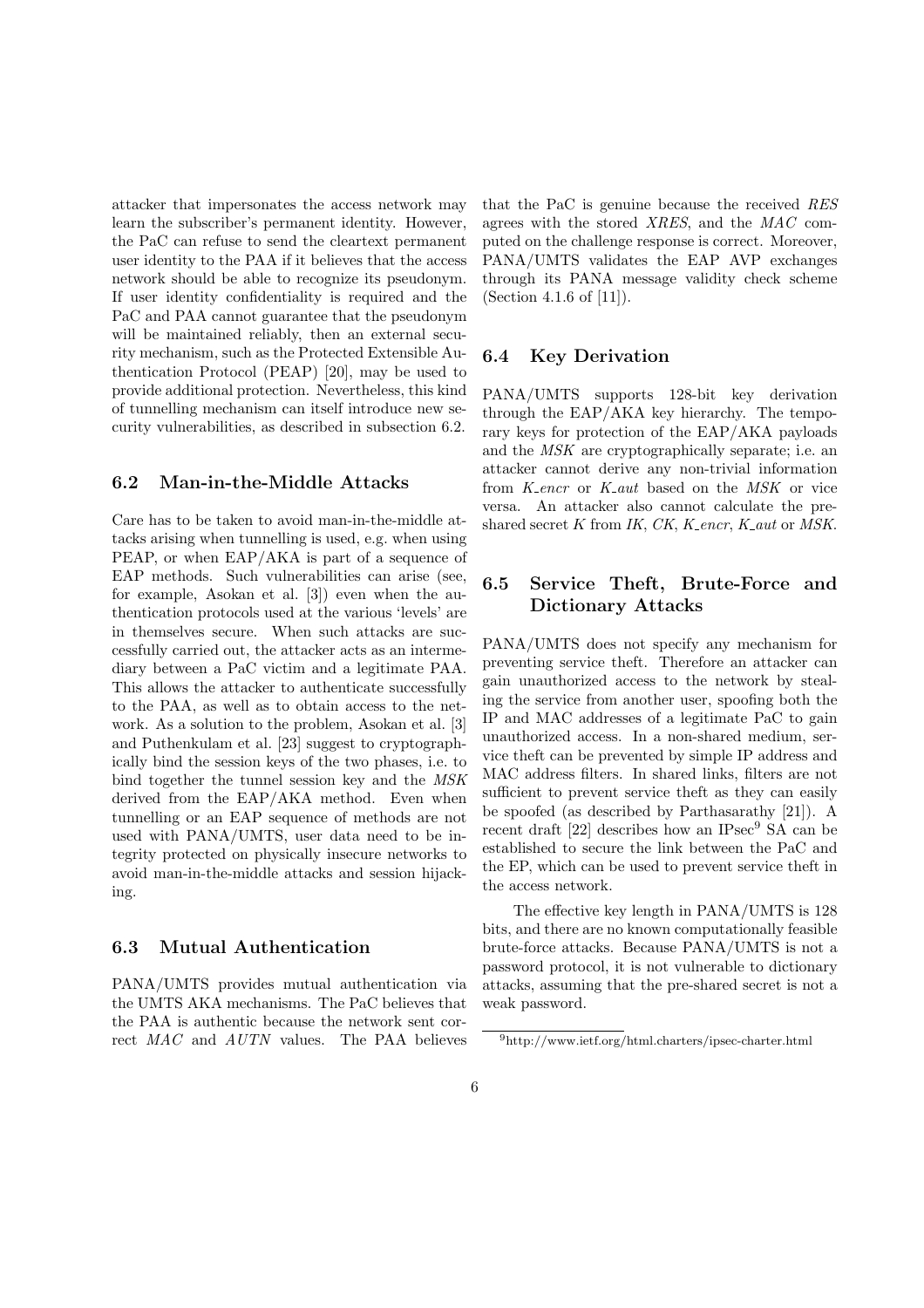attacker that impersonates the access network may learn the subscriber's permanent identity. However, the PaC can refuse to send the cleartext permanent user identity to the PAA if it believes that the access network should be able to recognize its pseudonym. If user identity confidentiality is required and the PaC and PAA cannot guarantee that the pseudonym will be maintained reliably, then an external security mechanism, such as the Protected Extensible Authentication Protocol (PEAP) [20], may be used to provide additional protection. Nevertheless, this kind of tunnelling mechanism can itself introduce new security vulnerabilities, as described in subsection 6.2.

## 6.2 Man-in-the-Middle Attacks

Care has to be taken to avoid man-in-the-middle attacks arising when tunnelling is used, e.g. when using PEAP, or when EAP/AKA is part of a sequence of EAP methods. Such vulnerabilities can arise (see, for example, Asokan et al. [3]) even when the authentication protocols used at the various 'levels' are in themselves secure. When such attacks are successfully carried out, the attacker acts as an intermediary between a PaC victim and a legitimate PAA. This allows the attacker to authenticate successfully to the PAA, as well as to obtain access to the network. As a solution to the problem, Asokan et al. [3] and Puthenkulam et al. [23] suggest to cryptographically bind the session keys of the two phases, i.e. to bind together the tunnel session key and the *MSK* derived from the EAP/AKA method. Even when tunnelling or an EAP sequence of methods are not used with PANA/UMTS, user data need to be integrity protected on physically insecure networks to avoid man-in-the-middle attacks and session hijacking.

## 6.3 Mutual Authentication

PANA/UMTS provides mutual authentication via the UMTS AKA mechanisms. The PaC believes that the PAA is authentic because the network sent correct *MAC* and *AUTN* values. The PAA believes that the PaC is genuine because the received *RES* agrees with the stored *XRES*, and the *MAC* computed on the challenge response is correct. Moreover, PANA/UMTS validates the EAP AVP exchanges through its PANA message validity check scheme (Section 4.1.6 of [11]).

## 6.4 Key Derivation

PANA/UMTS supports 128-bit key derivation through the EAP/AKA key hierarchy. The temporary keys for protection of the EAP/AKA payloads and the *MSK* are cryptographically separate; i.e. an attacker cannot derive any non-trivial information from *K_encr* or *K_aut* based on the *MSK* or vice versa. An attacker also cannot calculate the pre-shared secret *K* from *IK*, *CK*, *K_encr*, *K_aut* or *MSK*.

## 6.5 Service Theft, Brute-Force and Dictionary Attacks

PANA/UMTS does not specify any mechanism for preventing service theft. Therefore an attacker can gain unauthorized access to the network by stealing the service from another user, spoofing both the IP and MAC addresses of a legitimate PaC to gain unauthorized access. In a non-shared medium, service theft can be prevented by simple IP address and MAC address filters. In shared links, filters are not sufficient to prevent service theft as they can easily be spoofed (as described by Parthasarathy [21]). A recent draft [22] describes how an IPsec[9] SA can be established to secure the link between the PaC and the EP, which can be used to prevent service theft in the access network.

The effective key length in PANA/UMTS is 128 bits, and there are no known computationally feasible brute-force attacks. Because PANA/UMTS is not a password protocol, it is not vulnerable to dictionary attacks, assuming that the pre-shared secret is not a weak password.

[9] http://www.ietf.org/html.charters/ipsec-charter.html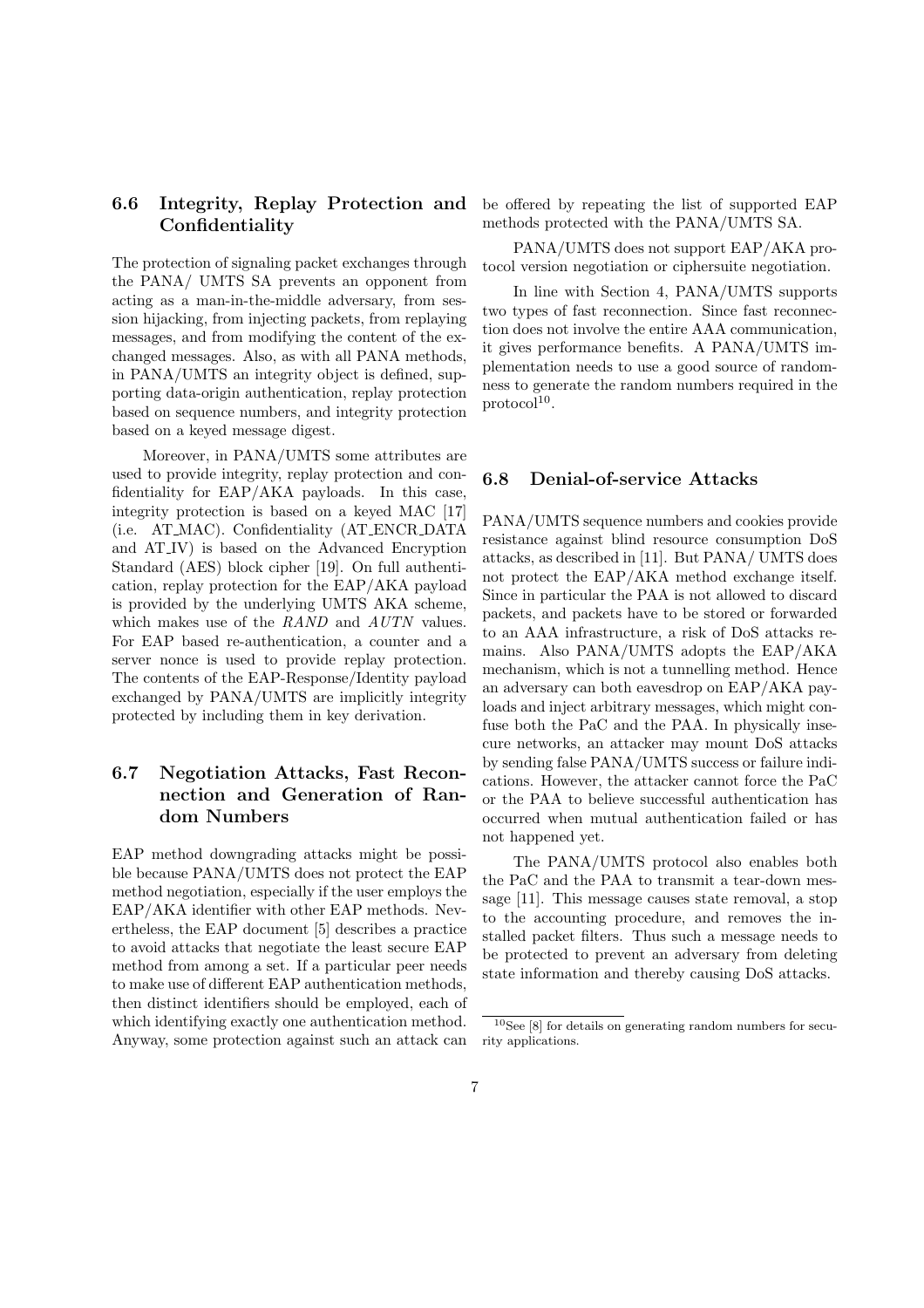## 6.6 Integrity, Replay Protection and Confidentiality

The protection of signaling packet exchanges through the PANA/ UMTS SA prevents an opponent from acting as a man-in-the-middle adversary, from session hijacking, from injecting packets, from replaying messages, and from modifying the content of the exchanged messages. Also, as with all PANA methods, in PANA/UMTS an integrity object is defined, supporting data-origin authentication, replay protection based on sequence numbers, and integrity protection based on a keyed message digest.

Moreover, in PANA/UMTS some attributes are used to provide integrity, replay protection and confidentiality for EAP/AKA payloads. In this case, integrity protection is based on a keyed MAC [17] (i.e. AT_MAC). Confidentiality (AT_ENCR_DATA and AT_IV) is based on the Advanced Encryption Standard (AES) block cipher [19]. On full authentication, replay protection for the EAP/AKA payload is provided by the underlying UMTS AKA scheme, which makes use of the *RAND* and *AUTN* values. For EAP based re-authentication, a counter and a server nonce is used to provide replay protection. The contents of the EAP-Response/Identity payload exchanged by PANA/UMTS are implicitly integrity protected by including them in key derivation.

## 6.7 Negotiation Attacks, Fast Reconnection and Generation of Random Numbers

EAP method downgrading attacks might be possible because PANA/UMTS does not protect the EAP method negotiation, especially if the user employs the EAP/AKA identifier with other EAP methods. Nevertheless, the EAP document [5] describes a practice to avoid attacks that negotiate the least secure EAP method from among a set. If a particular peer needs to make use of different EAP authentication methods, then distinct identifiers should be employed, each of which identifying exactly one authentication method. Anyway, some protection against such an attack can be offered by repeating the list of supported EAP methods protected with the PANA/UMTS SA.

PANA/UMTS does not support EAP/AKA protocol version negotiation or ciphersuite negotiation.

In line with Section 4, PANA/UMTS supports two types of fast reconnection. Since fast reconnection does not involve the entire AAA communication, it gives performance benefits. A PANA/UMTS implementation needs to use a good source of randomness to generate the random numbers required in the protocol[10].

## 6.8 Denial-of-service Attacks

PANA/UMTS sequence numbers and cookies provide resistance against blind resource consumption DoS attacks, as described in [11]. But PANA/ UMTS does not protect the EAP/AKA method exchange itself. Since in particular the PAA is not allowed to discard packets, and packets have to be stored or forwarded to an AAA infrastructure, a risk of DoS attacks remains. Also PANA/UMTS adopts the EAP/AKA mechanism, which is not a tunnelling method. Hence an adversary can both eavesdrop on EAP/AKA payloads and inject arbitrary messages, which might confuse both the PaC and the PAA. In physically insecure networks, an attacker may mount DoS attacks by sending false PANA/UMTS success or failure indications. However, the attacker cannot force the PaC or the PAA to believe successful authentication has occurred when mutual authentication failed or has not happened yet.

The PANA/UMTS protocol also enables both the PaC and the PAA to transmit a tear-down message [11]. This message causes state removal, a stop to the accounting procedure, and removes the installed packet filters. Thus such a message needs to be protected to prevent an adversary from deleting state information and thereby causing DoS attacks.

[10] See [8] for details on generating random numbers for security applications.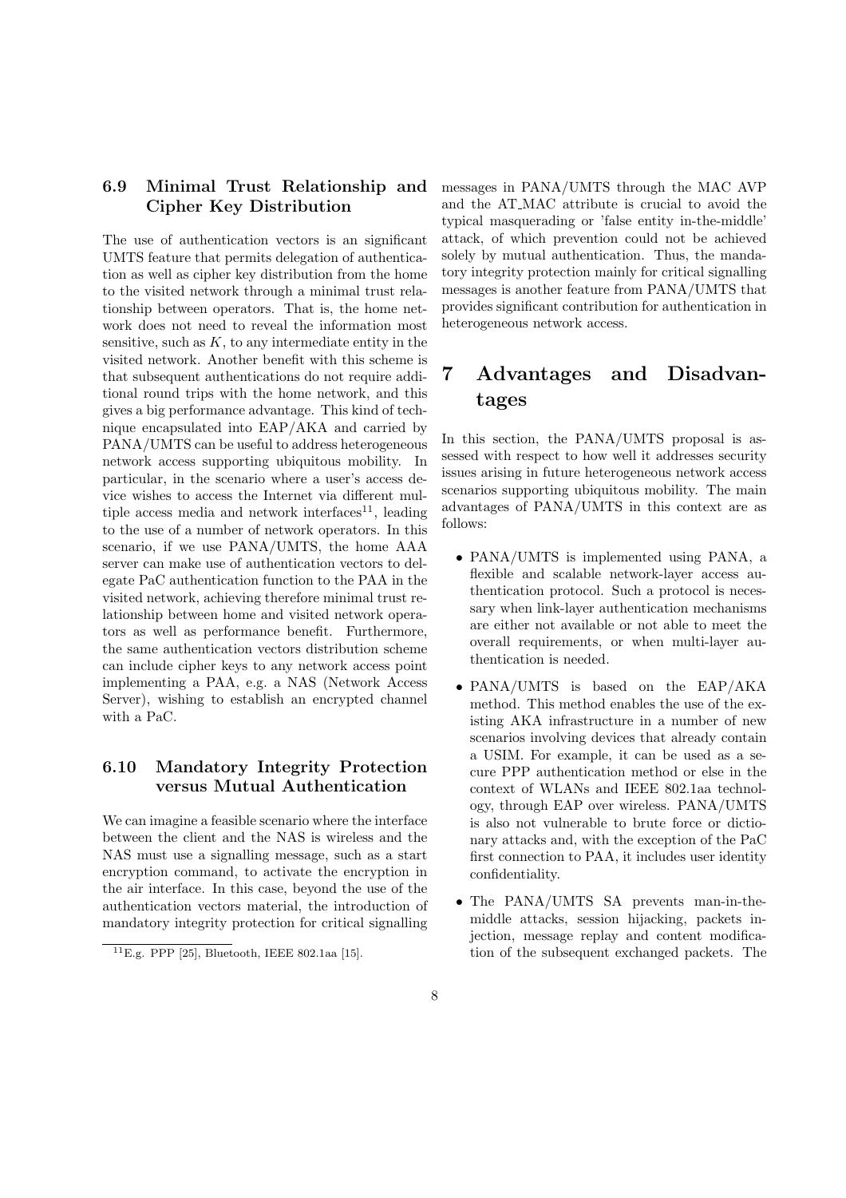### 6.9 Minimal Trust Relationship and Cipher Key Distribution

The use of authentication vectors is an significant UMTS feature that permits delegation of authentication as well as cipher key distribution from the home to the visited network through a minimal trust relationship between operators. That is, the home network does not need to reveal the information most sensitive, such as $K$, to any intermediate entity in the visited network. Another benefit with this scheme is that subsequent authentications do not require additional round trips with the home network, and this gives a big performance advantage. This kind of technique encapsulated into EAP/AKA and carried by PANA/UMTS can be useful to address heterogeneous network access supporting ubiquitous mobility. In particular, in the scenario where a user's access device wishes to access the Internet via different multiple access media and network interfaces[11], leading to the use of a number of network operators. In this scenario, if we use PANA/UMTS, the home AAA server can make use of authentication vectors to delegate PaC authentication function to the PAA in the visited network, achieving therefore minimal trust relationship between home and visited network operators as well as performance benefit. Furthermore, the same authentication vectors distribution scheme can include cipher keys to any network access point implementing a PAA, e.g. a NAS (Network Access Server), wishing to establish an encrypted channel with a PaC.

### 6.10 Mandatory Integrity Protection versus Mutual Authentication

We can imagine a feasible scenario where the interface between the client and the NAS is wireless and the NAS must use a signalling message, such as a start encryption command, to activate the encryption in the air interface. In this case, beyond the use of the authentication vectors material, the introduction of mandatory integrity protection for critical signalling messages in PANA/UMTS through the MAC AVP and the AT_MAC attribute is crucial to avoid the typical masquerading or 'false entity in-the-middle' attack, of which prevention could not be achieved solely by mutual authentication. Thus, the mandatory integrity protection mainly for critical signalling messages is another feature from PANA/UMTS that provides significant contribution for authentication in heterogeneous network access.

[11] E.g. PPP [25], Bluetooth, IEEE 802.1aa [15].

## 7 Advantages and Disadvantages

In this section, the PANA/UMTS proposal is assessed with respect to how well it addresses security issues arising in future heterogeneous network access scenarios supporting ubiquitous mobility. The main advantages of PANA/UMTS in this context are as follows:

- PANA/UMTS is implemented using PANA, a flexible and scalable network-layer access authentication protocol. Such a protocol is necessary when link-layer authentication mechanisms are either not available or not able to meet the overall requirements, or when multi-layer authentication is needed.
- PANA/UMTS is based on the EAP/AKA method. This method enables the use of the existing AKA infrastructure in a number of new scenarios involving devices that already contain a USIM. For example, it can be used as a secure PPP authentication method or else in the context of WLANs and IEEE 802.1aa technology, through EAP over wireless. PANA/UMTS is also not vulnerable to brute force or dictionary attacks and, with the exception of the PaC first connection to PAA, it includes user identity confidentiality.
- The PANA/UMTS SA prevents man-in-the-middle attacks, session hijacking, packets injection, message replay and content modification of the subsequent exchanged packets. The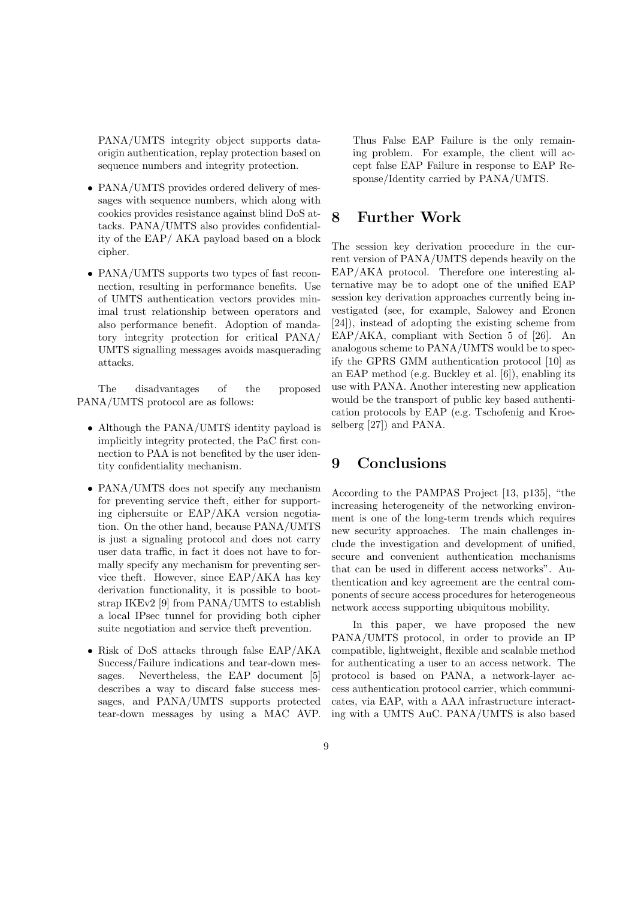PANA/UMTS integrity object supports data-origin authentication, replay protection based on sequence numbers and integrity protection.

- PANA/UMTS provides ordered delivery of messages with sequence numbers, which along with cookies provides resistance against blind DoS attacks. PANA/UMTS also provides confidentiality of the EAP/ AKA payload based on a block cipher.
- PANA/UMTS supports two types of fast reconnection, resulting in performance benefits. Use of UMTS authentication vectors provides minimal trust relationship between operators and also performance benefit. Adoption of mandatory integrity protection for critical PANA/ UMTS signalling messages avoids masquerading attacks.

The disadvantages of the proposed PANA/UMTS protocol are as follows:

- Although the PANA/UMTS identity payload is implicitly integrity protected, the PaC first connection to PAA is not benefited by the user identity confidentiality mechanism.
- PANA/UMTS does not specify any mechanism for preventing service theft, either for supporting ciphersuite or EAP/AKA version negotiation. On the other hand, because PANA/UMTS is just a signaling protocol and does not carry user data traffic, in fact it does not have to formally specify any mechanism for preventing service theft. However, since EAP/AKA has key derivation functionality, it is possible to bootstrap IKEv2 [9] from PANA/UMTS to establish a local IPsec tunnel for providing both cipher suite negotiation and service theft prevention.
- Risk of DoS attacks through false EAP/AKA Success/Failure indications and tear-down messages. Nevertheless, the EAP document [5] describes a way to discard false success messages, and PANA/UMTS supports protected tear-down messages by using a MAC AVP. Thus False EAP Failure is the only remaining problem. For example, the client will accept false EAP Failure in response to EAP Response/Identity carried by PANA/UMTS.

# 8 Further Work

The session key derivation procedure in the current version of PANA/UMTS depends heavily on the EAP/AKA protocol. Therefore one interesting alternative may be to adopt one of the unified EAP session key derivation approaches currently being investigated (see, for example, Salowey and Eronen [24]), instead of adopting the existing scheme from EAP/AKA, compliant with Section 5 of [26]. An analogous scheme to PANA/UMTS would be to specify the GPRS GMM authentication protocol [10] as an EAP method (e.g. Buckley et al. [6]), enabling its use with PANA. Another interesting new application would be the transport of public key based authentication protocols by EAP (e.g. Tschofenig and Kroeselberg [27]) and PANA.

# 9 Conclusions

According to the PAMPAS Project [13, p135], "the increasing heterogeneity of the networking environment is one of the long-term trends which requires new security approaches. The main challenges include the investigation and development of unified, secure and convenient authentication mechanisms that can be used in different access networks". Authentication and key agreement are the central components of secure access procedures for heterogeneous network access supporting ubiquitous mobility.

In this paper, we have proposed the new PANA/UMTS protocol, in order to provide an IP compatible, lightweight, flexible and scalable method for authenticating a user to an access network. The protocol is based on PANA, a network-layer access authentication protocol carrier, which communicates, via EAP, with a AAA infrastructure interacting with a UMTS AuC. PANA/UMTS is also based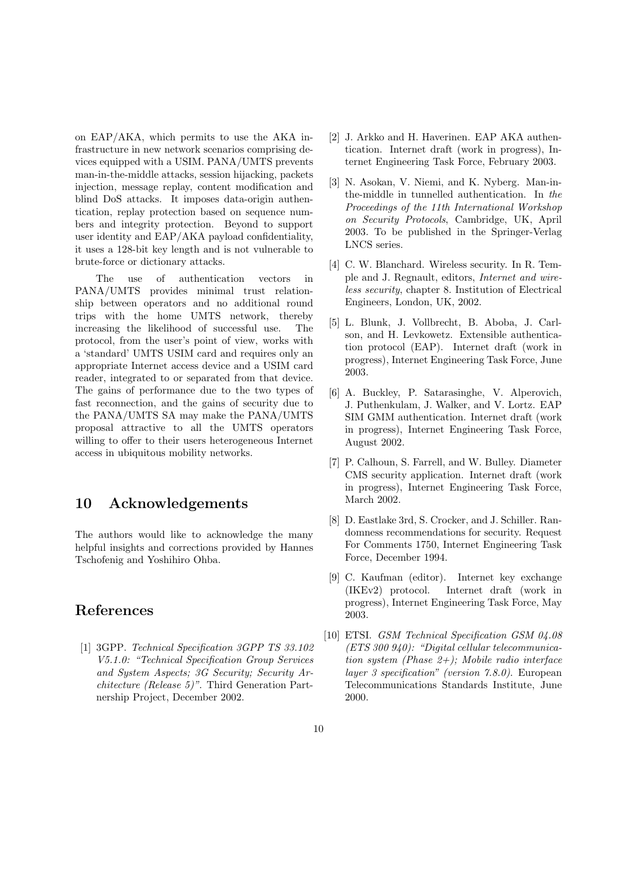on EAP/AKA, which permits to use the AKA infrastructure in new network scenarios comprising devices equipped with a USIM. PANA/UMTS prevents man-in-the-middle attacks, session hijacking, packets injection, message replay, content modification and blind DoS attacks. It imposes data-origin authentication, replay protection based on sequence numbers and integrity protection. Beyond to support user identity and EAP/AKA payload confidentiality, it uses a 128-bit key length and is not vulnerable to brute-force or dictionary attacks.

The use of authentication vectors in PANA/UMTS provides minimal trust relationship between operators and no additional round trips with the home UMTS network, thereby increasing the likelihood of successful use. The protocol, from the user's point of view, works with a 'standard' UMTS USIM card and requires only an appropriate Internet access device and a USIM card reader, integrated to or separated from that device. The gains of performance due to the two types of fast reconnection, and the gains of security due to the PANA/UMTS SA may make the PANA/UMTS proposal attractive to all the UMTS operators willing to offer to their users heterogeneous Internet access in ubiquitous mobility networks.

## 10 Acknowledgements

The authors would like to acknowledge the many helpful insights and corrections provided by Hannes Tschofenig and Yoshihiro Ohba.

## References

[1] 3GPP. *Technical Specification 3GPP TS 33.102 V5.1.0: "Technical Specification Group Services and System Aspects; 3G Security; Security Architecture (Release 5)"*. Third Generation Partnership Project, December 2002.

[2] J. Arkko and H. Haverinen. EAP AKA authentication. Internet draft (work in progress), Internet Engineering Task Force, February 2003.

[3] N. Asokan, V. Niemi, and K. Nyberg. Man-in-the-middle in tunnelled authentication. In *the Proceedings of the 11th International Workshop on Security Protocols*, Cambridge, UK, April 2003. To be published in the Springer-Verlag LNCS series.

[4] C. W. Blanchard. Wireless security. In R. Temple and J. Regnault, editors, *Internet and wireless security*, chapter 8. Institution of Electrical Engineers, London, UK, 2002.

[5] L. Blunk, J. Vollbrecht, B. Aboba, J. Carlson, and H. Levkowetz. Extensible authentication protocol (EAP). Internet draft (work in progress), Internet Engineering Task Force, June 2003.

[6] A. Buckley, P. Satarasinghe, V. Alperovich, J. Puthenkulam, J. Walker, and V. Lortz. EAP SIM GMM authentication. Internet draft (work in progress), Internet Engineering Task Force, August 2002.

[7] P. Calhoun, S. Farrell, and W. Bulley. Diameter CMS security application. Internet draft (work in progress), Internet Engineering Task Force, March 2002.

[8] D. Eastlake 3rd, S. Crocker, and J. Schiller. Randomness recommendations for security. Request For Comments 1750, Internet Engineering Task Force, December 1994.

[9] C. Kaufman (editor). Internet key exchange (IKEv2) protocol. Internet draft (work in progress), Internet Engineering Task Force, May 2003.

[10] ETSI. *GSM Technical Specification GSM 04.08 (ETS 300 940): "Digital cellular telecommunication system (Phase 2+); Mobile radio interface layer 3 specification" (version 7.8.0)*. European Telecommunications Standards Institute, June 2000.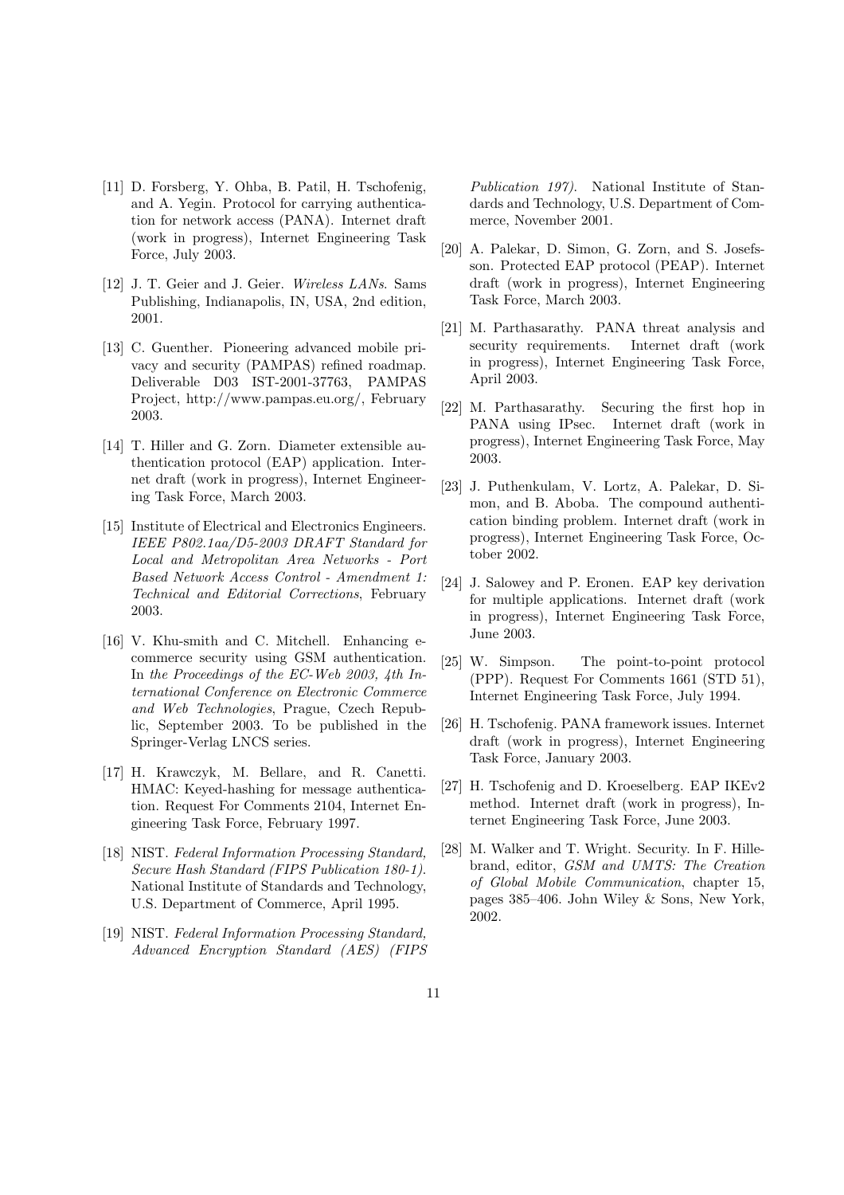[11] D. Forsberg, Y. Ohba, B. Patil, H. Tschofenig, and A. Yegin. Protocol for carrying authentication for network access (PANA). Internet draft (work in progress), Internet Engineering Task Force, July 2003.

[12] J. T. Geier and J. Geier. *Wireless LANs*. Sams Publishing, Indianapolis, IN, USA, 2nd edition, 2001.

[13] C. Guenther. Pioneering advanced mobile privacy and security (PAMPAS) refined roadmap. Deliverable D03 IST-2001-37763, PAMPAS Project, http://www.pampas.eu.org/, February 2003.

[14] T. Hiller and G. Zorn. Diameter extensible authentication protocol (EAP) application. Internet draft (work in progress), Internet Engineering Task Force, March 2003.

[15] Institute of Electrical and Electronics Engineers. *IEEE P802.1aa/D5-2003 DRAFT Standard for Local and Metropolitan Area Networks - Port Based Network Access Control - Amendment 1: Technical and Editorial Corrections*, February 2003.

[16] V. Khu-smith and C. Mitchell. Enhancing e-commerce security using GSM authentication. In *the Proceedings of the EC-Web 2003, 4th International Conference on Electronic Commerce and Web Technologies*, Prague, Czech Republic, September 2003. To be published in the Springer-Verlag LNCS series.

[17] H. Krawczyk, M. Bellare, and R. Canetti. HMAC: Keyed-hashing for message authentication. Request For Comments 2104, Internet Engineering Task Force, February 1997.

[18] NIST. *Federal Information Processing Standard, Secure Hash Standard (FIPS Publication 180-1)*. National Institute of Standards and Technology, U.S. Department of Commerce, April 1995.

[19] NIST. *Federal Information Processing Standard, Advanced Encryption Standard (AES) (FIPS Publication 197)*. National Institute of Standards and Technology, U.S. Department of Commerce, November 2001.

[20] A. Palekar, D. Simon, G. Zorn, and S. Josefsson. Protected EAP protocol (PEAP). Internet draft (work in progress), Internet Engineering Task Force, March 2003.

[21] M. Parthasarathy. PANA threat analysis and security requirements. Internet draft (work in progress), Internet Engineering Task Force, April 2003.

[22] M. Parthasarathy. Securing the first hop in PANA using IPsec. Internet draft (work in progress), Internet Engineering Task Force, May 2003.

[23] J. Puthenkulam, V. Lortz, A. Palekar, D. Simon, and B. Aboba. The compound authentication binding problem. Internet draft (work in progress), Internet Engineering Task Force, October 2002.

[24] J. Salowey and P. Eronen. EAP key derivation for multiple applications. Internet draft (work in progress), Internet Engineering Task Force, June 2003.

[25] W. Simpson. The point-to-point protocol (PPP). Request For Comments 1661 (STD 51), Internet Engineering Task Force, July 1994.

[26] H. Tschofenig. PANA framework issues. Internet draft (work in progress), Internet Engineering Task Force, January 2003.

[27] H. Tschofenig and D. Kroeselberg. EAP IKEv2 method. Internet draft (work in progress), Internet Engineering Task Force, June 2003.

[28] M. Walker and T. Wright. Security. In F. Hillebrand, editor, *GSM and UMTS: The Creation of Global Mobile Communication*, chapter 15, pages 385–406. John Wiley & Sons, New York, 2002.